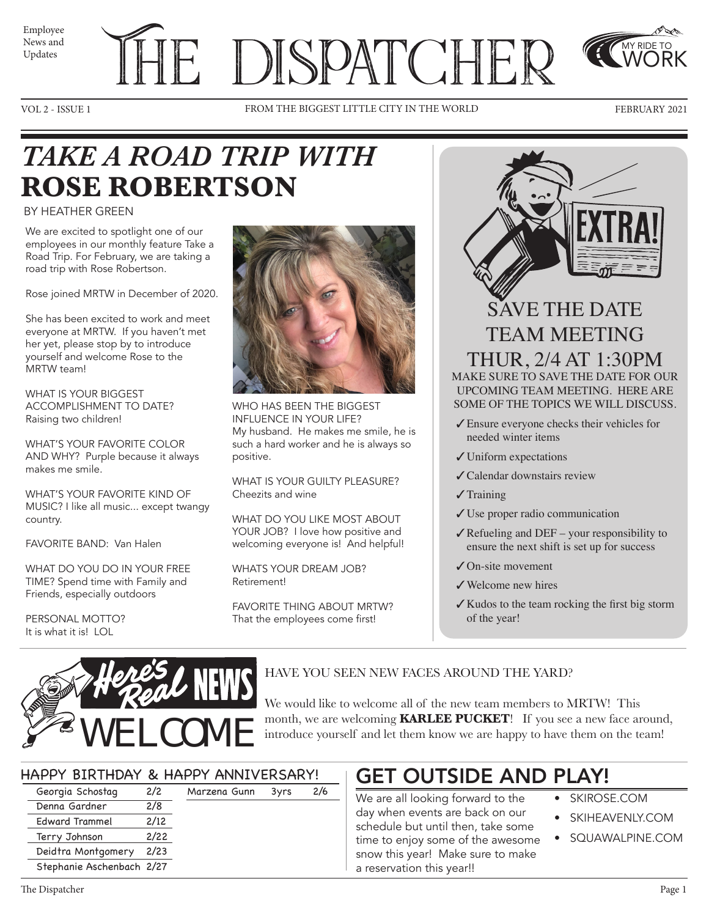Employee News and Updates

# THE DISPATCHER

MY RIDE TO WORK

VOL 2 - ISSUE 1 | FROM THE BIGGEST LITTLE CITY IN THE WORLD | FEBRUARY 2021

## *TAKE A ROAD TRIP WITH* ROSE ROBERTSON

BY HEATHER GREEN

We are excited to spotlight one of our employees in our monthly feature Take a Road Trip. For February, we are taking a road trip with Rose Robertson.

Rose joined MRTW in December of 2020.

She has been excited to work and meet everyone at MRTW. If you haven't met her yet, please stop by to introduce yourself and welcome Rose to the MRTW team!

WHAT IS YOUR BIGGEST ACCOMPLISHMENT TO DATE?
Raising two children!

WHAT'S YOUR FAVORITE COLOR AND WHY? Purple because it always makes me smile.

WHAT'S YOUR FAVORITE KIND OF MUSIC? I like all music... except twangy country.

FAVORITE BAND: Van Halen

WHAT DO YOU DO IN YOUR FREE TIME? Spend time with Family and Friends, especially outdoors

PERSONAL MOTTO?
It is what it is! LOL

WHO HAS BEEN THE BIGGEST INFLUENCE IN YOUR LIFE?
My husband. He makes me smile, he is such a hard worker and he is always so positive.

WHAT IS YOUR GUILTY PLEASURE?
Cheezits and wine

WHAT DO YOU LIKE MOST ABOUT YOUR JOB? I love how positive and welcoming everyone is! And helpful!

WHATS YOUR DREAM JOB?
Retirement!

FAVORITE THING ABOUT MRTW?
That the employees come first!

## SAVE THE DATE TEAM MEETING THUR, 2/4 AT 1:30PM

MAKE SURE TO SAVE THE DATE FOR OUR UPCOMING TEAM MEETING. HERE ARE SOME OF THE TOPICS WE WILL DISCUSS.

- ✓ Ensure everyone checks their vehicles for needed winter items
- ✓ Uniform expectations
- ✓ Calendar downstairs review
- ✓ Training
- ✓ Use proper radio communication
- ✓ Refueling and DEF – your responsibility to ensure the next shift is set up for success
- ✓ On-site movement
- ✓ Welcome new hires
- ✓ Kudos to the team rocking the first big storm of the year!

## Here's Real NEWS WELCOME

HAVE YOU SEEN NEW FACES AROUND THE YARD?

We would like to welcome all of the new team members to MRTW! This month, we are welcoming **KARLEE PUCKET**! If you see a new face around, introduce yourself and let them know we are happy to have them on the team!

## HAPPY BIRTHDAY & HAPPY ANNIVERSARY!

| Name | Date |
|---|---|
| Georgia Schostag | 2/2 |
| Denna Gardner | 2/8 |
| Edward Trammel | 2/12 |
| Terry Johnson | 2/22 |
| Deidtra Montgomery | 2/23 |
| Stephanie Aschenbach | 2/27 |

| Name | Years | Date |
|---|---|---|
| Marzena Gunn | 3yrs | 2/6 |

## GET OUTSIDE AND PLAY!

We are all looking forward to the day when events are back on our schedule but until then, take some time to enjoy some of the awesome snow this year! Make sure to make a reservation this year!!

- SKIROSE.COM
- SKIHEAVENLY.COM
- SQUAWALPINE.COM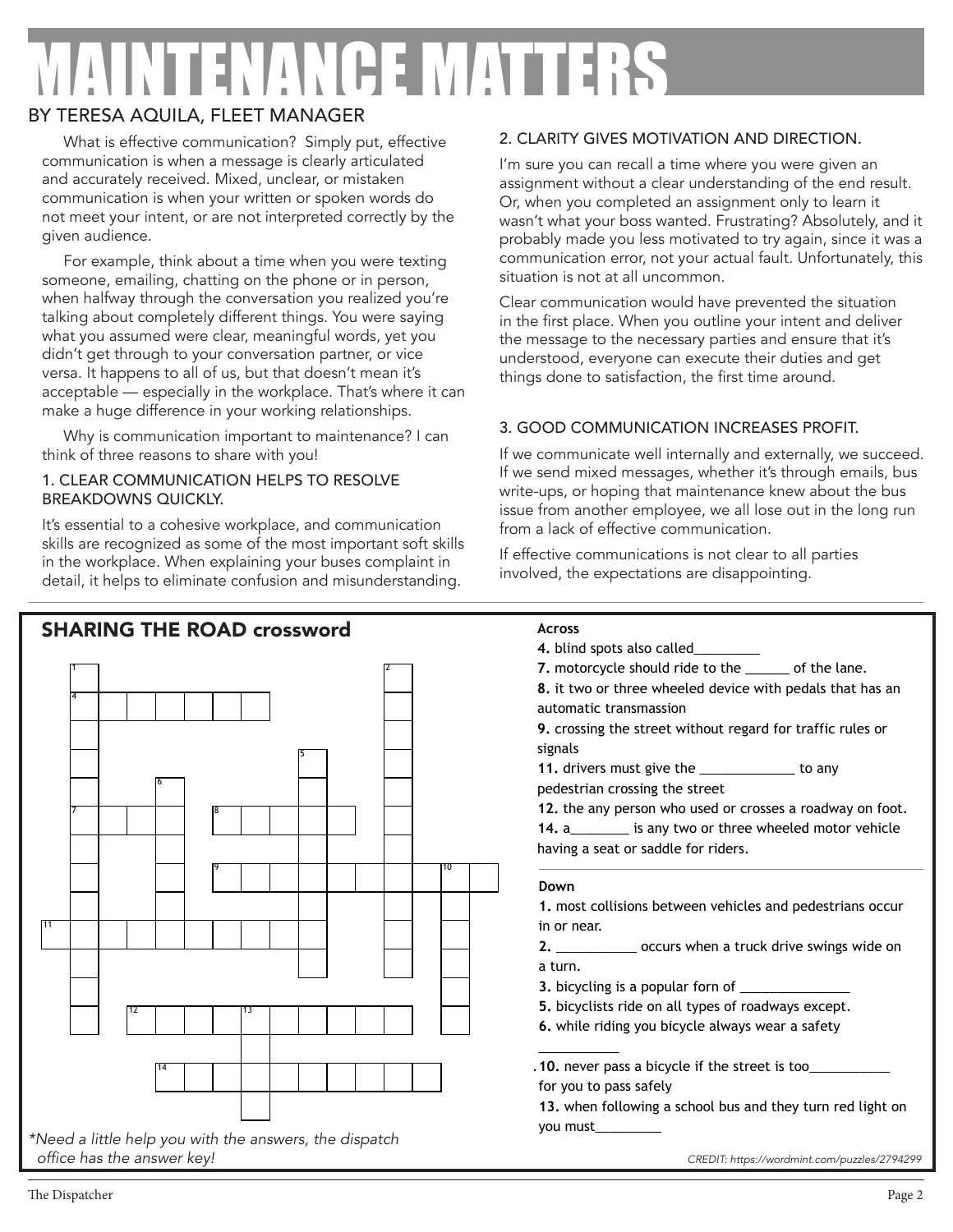# MAINTENANCE MATTERS

BY TERESA AQUILA, FLEET MANAGER

What is effective communication? Simply put, effective communication is when a message is clearly articulated and accurately received. Mixed, unclear, or mistaken communication is when your written or spoken words do not meet your intent, or are not interpreted correctly by the given audience.

For example, think about a time when you were texting someone, emailing, chatting on the phone or in person, when halfway through the conversation you realized you're talking about completely different things. You were saying what you assumed were clear, meaningful words, yet you didn't get through to your conversation partner, or vice versa. It happens to all of us, but that doesn't mean it's acceptable — especially in the workplace. That's where it can make a huge difference in your working relationships.

Why is communication important to maintenance? I can think of three reasons to share with you!

### 1. CLEAR COMMUNICATION HELPS TO RESOLVE BREAKDOWNS QUICKLY.

It's essential to a cohesive workplace, and communication skills are recognized as some of the most important soft skills in the workplace. When explaining your buses complaint in detail, it helps to eliminate confusion and misunderstanding.

### 2. CLARITY GIVES MOTIVATION AND DIRECTION.

I'm sure you can recall a time where you were given an assignment without a clear understanding of the end result. Or, when you completed an assignment only to learn it wasn't what your boss wanted. Frustrating? Absolutely, and it probably made you less motivated to try again, since it was a communication error, not your actual fault. Unfortunately, this situation is not at all uncommon.

Clear communication would have prevented the situation in the first place. When you outline your intent and deliver the message to the necessary parties and ensure that it's understood, everyone can execute their duties and get things done to satisfaction, the first time around.

### 3. GOOD COMMUNICATION INCREASES PROFIT.

If we communicate well internally and externally, we succeed. If we send mixed messages, whether it's through emails, bus write-ups, or hoping that maintenance knew about the bus issue from another employee, we all lose out in the long run from a lack of effective communication.

If effective communications is not clear to all parties involved, the expectations are disappointing.

## SHARING THE ROAD crossword

**Across**

**4.** blind spots also called_________

**7.** motorcycle should ride to the ______ of the lane.

**8.** it two or three wheeled device with pedals that has an automatic transmassion

**9.** crossing the street without regard for traffic rules or signals

**11.** drivers must give the _____________ to any pedestrian crossing the street

**12.** the any person who used or crosses a roadway on foot.

**14.** a________ is any two or three wheeled motor vehicle having a seat or saddle for riders.

**Down**

**1.** most collisions between vehicles and pedestrians occur in or near.

**2.** ___________ occurs when a truck drive swings wide on a turn.

**3.** bicycling is a popular forn of _______________

**5.** bicyclists ride on all types of roadways except.

**6.** while riding you bicycle always wear a safety ___________

**10.** never pass a bicycle if the street is too___________ for you to pass safely

**13.** when following a school bus and they turn red light on you must_________

*\*Need a little help you with the answers, the dispatch office has the answer key!*

CREDIT: https://wordmint.com/puzzles/2794299